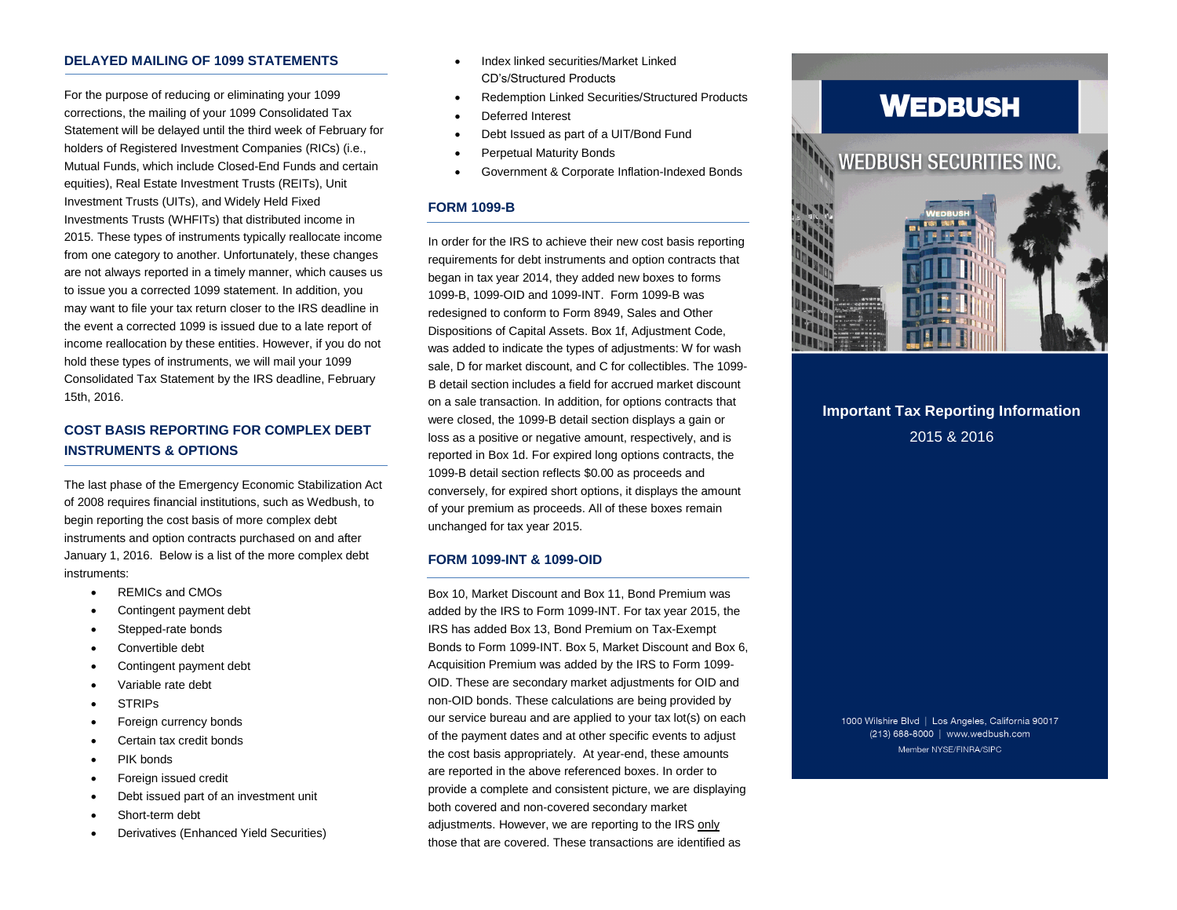## DELAYED MAILING OF 1099 STATEMENTS

For the purpose of reducing or eliminating your 1099 corrections, the mailing of your 1099 Consolidated Tax Statement will be delayed until the third week of February for holders of Registered Investment Companies (RICs) (i.e., Mutual Funds, which include Closed-End Funds and certain equities), Real Estate Investment Trusts (REITs), Unit Investment Trusts (UITs), and Widely Held Fixed Investments Trusts (WHFITs) that distributed income in 2015. These types of instruments typically reallocate income from one category to another. Unfortunately, these changes are not always reported in a timely manner, which causes us to issue you a corrected 1099 statement. In addition, you may want to file your tax return closer to the IRS deadline in the event a corrected 1099 is issued due to a late report of income reallocation by these entities. However, if you do not hold these types of instruments, we will mail your 1099 Consolidated Tax Statement by the IRS deadline, February 15th, 2016.

## COST BASIS REPORTING FOR COMPLEX DEBT INSTRUMENTS & OPTIONS

The last phase of the Emergency Economic Stabilization Act of 2008 requires financial institutions, such as Wedbush, to begin reporting the cost basis of more complex debt instruments and option contracts purchased on and after January 1, 2016. Below is a list of the more complex debt instruments:

- REMICs and CMOs
- Contingent payment debt
- Stepped-rate bonds
- Convertible debt
- Contingent payment debt
- Variable rate debt
- STRIPs
- Foreign currency bonds
- Certain tax credit bonds
- PIK bonds
- Foreign issued credit
- Debt issued part of an investment unit
- Short-term debt
- Derivatives (Enhanced Yield Securities)
- Index linked securities/Market Linked CD's/Structured Products
- Redemption Linked Securities/Structured Products
- Deferred Interest
- Debt Issued as part of a UIT/Bond Fund
- Perpetual Maturity Bonds
- Government & Corporate Inflation-Indexed Bonds

## FORM 1099-B

In order for the IRS to achieve their new cost basis reporting requirements for debt instruments and option contracts that began in tax year 2014, they added new boxes to forms 1099-B, 1099-OID and 1099-INT. Form 1099-B was redesigned to conform to Form 8949, Sales and Other Dispositions of Capital Assets. Box 1f, Adjustment Code, was added to indicate the types of adjustments: W for wash sale, D for market discount, and C for collectibles. The 1099-B detail section includes a field for accrued market discount on a sale transaction. In addition, for options contracts that were closed, the 1099-B detail section displays a gain or loss as a positive or negative amount, respectively, and is reported in Box 1d. For expired long options contracts, the 1099-B detail section reflects $0.00 as proceeds and conversely, for expired short options, it displays the amount of your premium as proceeds. All of these boxes remain unchanged for tax year 2015.

## FORM 1099-INT & 1099-OID

Box 10, Market Discount and Box 11, Bond Premium was added by the IRS to Form 1099-INT. For tax year 2015, the IRS has added Box 13, Bond Premium on Tax-Exempt Bonds to Form 1099-INT. Box 5, Market Discount and Box 6, Acquisition Premium was added by the IRS to Form 1099-OID. These are secondary market adjustments for OID and non-OID bonds. These calculations are being provided by our service bureau and are applied to your tax lot(s) on each of the payment dates and at other specific events to adjust the cost basis appropriately. At year-end, these amounts are reported in the above referenced boxes. In order to provide a complete and consistent picture, we are displaying both covered and non-covered secondary market adjustments. However, we are reporting to the IRS only those that are covered. These transactions are identified as

# WEDBUSH

WEDBUSH SECURITIES INC.

**Important Tax Reporting Information**

2015 & 2016

1000 Wilshire Blvd | Los Angeles, California 90017
(213) 688-8000 | www.wedbush.com
Member NYSE/FINRA/SIPC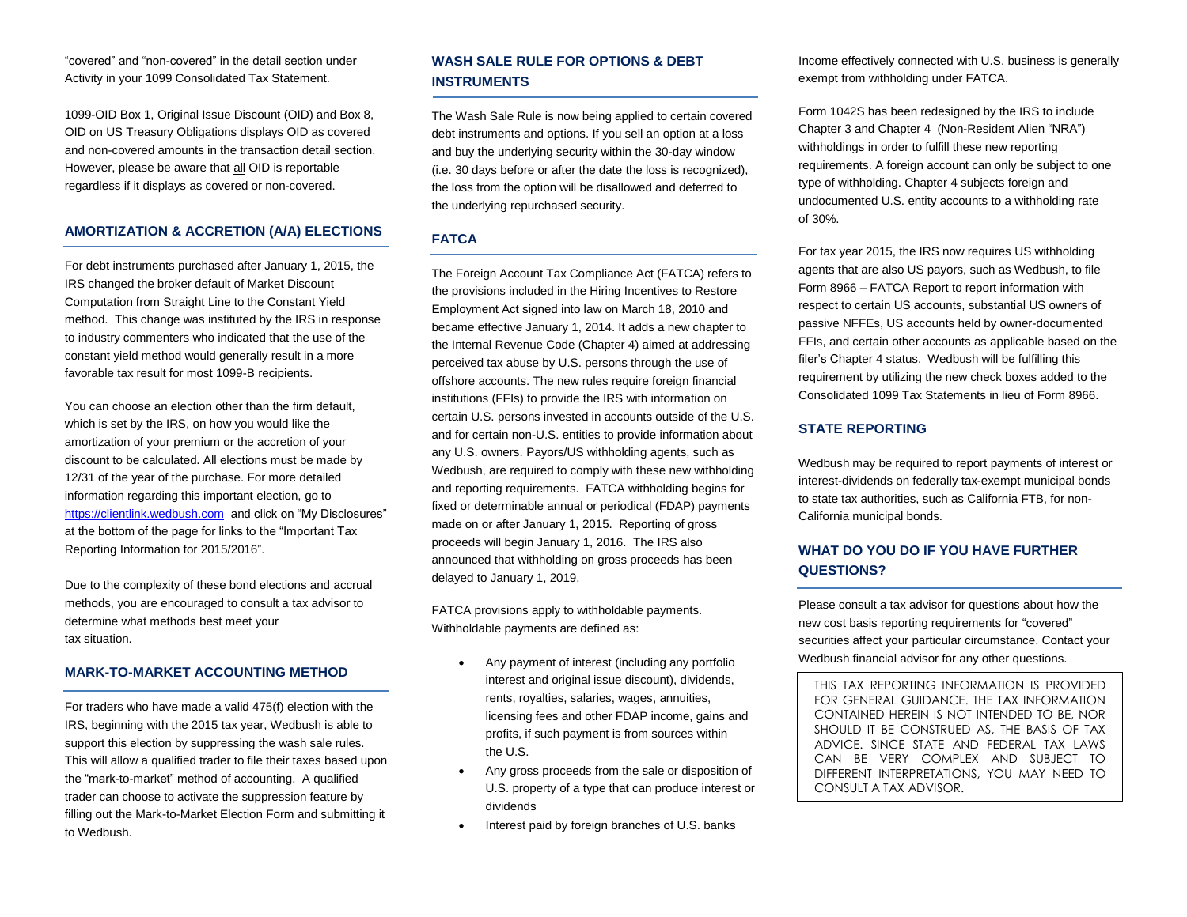"covered" and "non-covered" in the detail section under Activity in your 1099 Consolidated Tax Statement.

1099-OID Box 1, Original Issue Discount (OID) and Box 8, OID on US Treasury Obligations displays OID as covered and non-covered amounts in the transaction detail section. However, please be aware that all OID is reportable regardless if it displays as covered or non-covered.

## AMORTIZATION & ACCRETION (A/A) ELECTIONS

For debt instruments purchased after January 1, 2015, the IRS changed the broker default of Market Discount Computation from Straight Line to the Constant Yield method. This change was instituted by the IRS in response to industry commenters who indicated that the use of the constant yield method would generally result in a more favorable tax result for most 1099-B recipients.

You can choose an election other than the firm default, which is set by the IRS, on how you would like the amortization of your premium or the accretion of your discount to be calculated. All elections must be made by 12/31 of the year of the purchase. For more detailed information regarding this important election, go to https://clientlink.wedbush.com and click on "My Disclosures" at the bottom of the page for links to the "Important Tax Reporting Information for 2015/2016".

Due to the complexity of these bond elections and accrual methods, you are encouraged to consult a tax advisor to determine what methods best meet your tax situation.

## MARK-TO-MARKET ACCOUNTING METHOD

For traders who have made a valid 475(f) election with the IRS, beginning with the 2015 tax year, Wedbush is able to support this election by suppressing the wash sale rules. This will allow a qualified trader to file their taxes based upon the "mark-to-market" method of accounting. A qualified trader can choose to activate the suppression feature by filling out the Mark-to-Market Election Form and submitting it to Wedbush.

## WASH SALE RULE FOR OPTIONS & DEBT INSTRUMENTS

The Wash Sale Rule is now being applied to certain covered debt instruments and options. If you sell an option at a loss and buy the underlying security within the 30-day window (i.e. 30 days before or after the date the loss is recognized), the loss from the option will be disallowed and deferred to the underlying repurchased security.

## FATCA

The Foreign Account Tax Compliance Act (FATCA) refers to the provisions included in the Hiring Incentives to Restore Employment Act signed into law on March 18, 2010 and became effective January 1, 2014. It adds a new chapter to the Internal Revenue Code (Chapter 4) aimed at addressing perceived tax abuse by U.S. persons through the use of offshore accounts. The new rules require foreign financial institutions (FFIs) to provide the IRS with information on certain U.S. persons invested in accounts outside of the U.S. and for certain non-U.S. entities to provide information about any U.S. owners. Payors/US withholding agents, such as Wedbush, are required to comply with these new withholding and reporting requirements. FATCA withholding begins for fixed or determinable annual or periodical (FDAP) payments made on or after January 1, 2015. Reporting of gross proceeds will begin January 1, 2016. The IRS also announced that withholding on gross proceeds has been delayed to January 1, 2019.

FATCA provisions apply to withholdable payments. Withholdable payments are defined as:

- Any payment of interest (including any portfolio interest and original issue discount), dividends, rents, royalties, salaries, wages, annuities, licensing fees and other FDAP income, gains and profits, if such payment is from sources within the U.S.
- Any gross proceeds from the sale or disposition of U.S. property of a type that can produce interest or dividends
- Interest paid by foreign branches of U.S. banks

Income effectively connected with U.S. business is generally exempt from withholding under FATCA.

Form 1042S has been redesigned by the IRS to include Chapter 3 and Chapter 4 (Non-Resident Alien "NRA") withholdings in order to fulfill these new reporting requirements. A foreign account can only be subject to one type of withholding. Chapter 4 subjects foreign and undocumented U.S. entity accounts to a withholding rate of 30%.

For tax year 2015, the IRS now requires US withholding agents that are also US payors, such as Wedbush, to file Form 8966 – FATCA Report to report information with respect to certain US accounts, substantial US owners of passive NFFEs, US accounts held by owner-documented FFIs, and certain other accounts as applicable based on the filer's Chapter 4 status. Wedbush will be fulfilling this requirement by utilizing the new check boxes added to the Consolidated 1099 Tax Statements in lieu of Form 8966.

## STATE REPORTING

Wedbush may be required to report payments of interest or interest-dividends on federally tax-exempt municipal bonds to state tax authorities, such as California FTB, for non-California municipal bonds.

## WHAT DO YOU DO IF YOU HAVE FURTHER QUESTIONS?

Please consult a tax advisor for questions about how the new cost basis reporting requirements for "covered" securities affect your particular circumstance. Contact your Wedbush financial advisor for any other questions.

THIS TAX REPORTING INFORMATION IS PROVIDED FOR GENERAL GUIDANCE. THE TAX INFORMATION CONTAINED HEREIN IS NOT INTENDED TO BE, NOR SHOULD IT BE CONSTRUED AS, THE BASIS OF TAX ADVICE. SINCE STATE AND FEDERAL TAX LAWS CAN BE VERY COMPLEX AND SUBJECT TO DIFFERENT INTERPRETATIONS, YOU MAY NEED TO CONSULT A TAX ADVISOR.